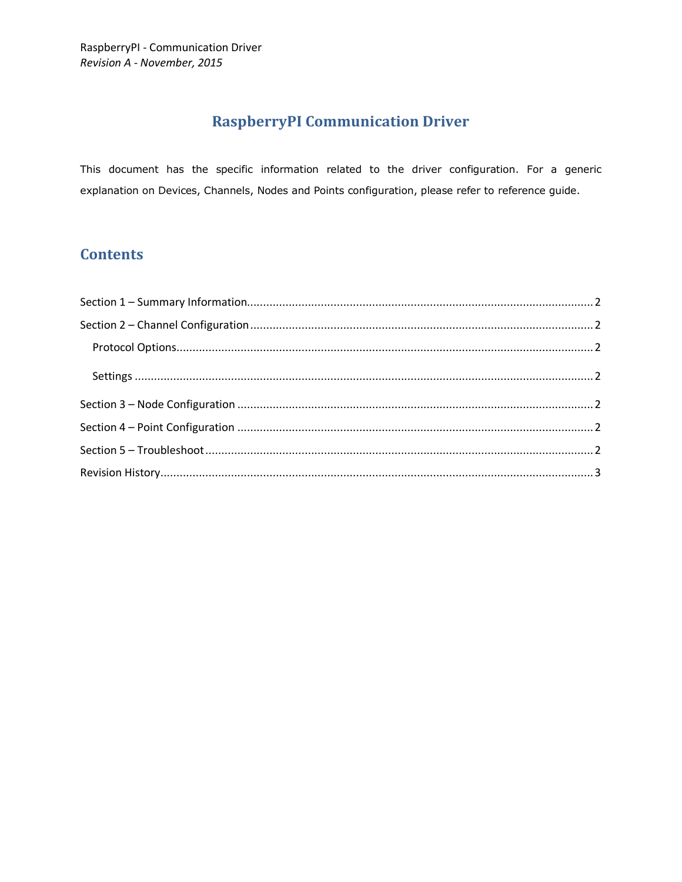RaspberryPI - Communication Driver
*Revision A - November, 2015*

# RaspberryPI Communication Driver

This document has the specific information related to the driver configuration. For a generic explanation on Devices, Channels, Nodes and Points configuration, please refer to reference guide.

## Contents

- Section 1 – Summary Information .......... 2
- Section 2 – Channel Configuration .......... 2
  - Protocol Options .......... 2
  - Settings .......... 2
- Section 3 – Node Configuration .......... 2
- Section 4 – Point Configuration .......... 2
- Section 5 – Troubleshoot .......... 2
- Revision History .......... 3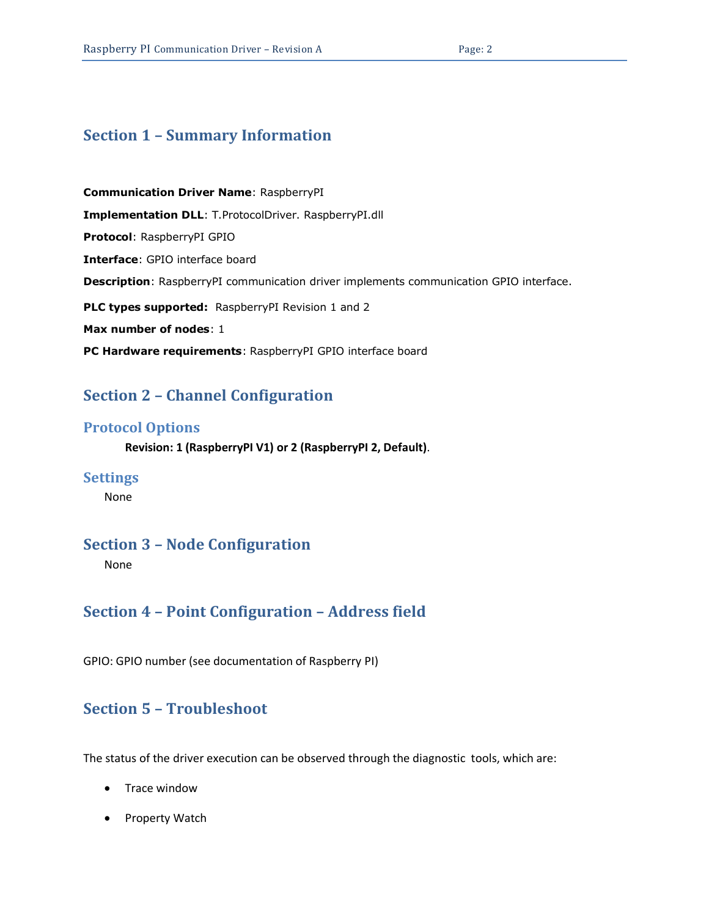## Section 1 – Summary Information

**Communication Driver Name**: RaspberryPI

**Implementation DLL**: T.ProtocolDriver. RaspberryPI.dll

**Protocol**: RaspberryPI GPIO

**Interface**: GPIO interface board

**Description**: RaspberryPI communication driver implements communication GPIO interface.

**PLC types supported:** RaspberryPI Revision 1 and 2

**Max number of nodes**: 1

**PC Hardware requirements**: RaspberryPI GPIO interface board

## Section 2 – Channel Configuration

### Protocol Options

**Revision: 1 (RaspberryPI V1) or 2 (RaspberryPI 2, Default)**.

### Settings

None

## Section 3 – Node Configuration

None

## Section 4 – Point Configuration – Address field

GPIO: GPIO number (see documentation of Raspberry PI)

## Section 5 – Troubleshoot

The status of the driver execution can be observed through the diagnostic tools, which are:

- Trace window
- Property Watch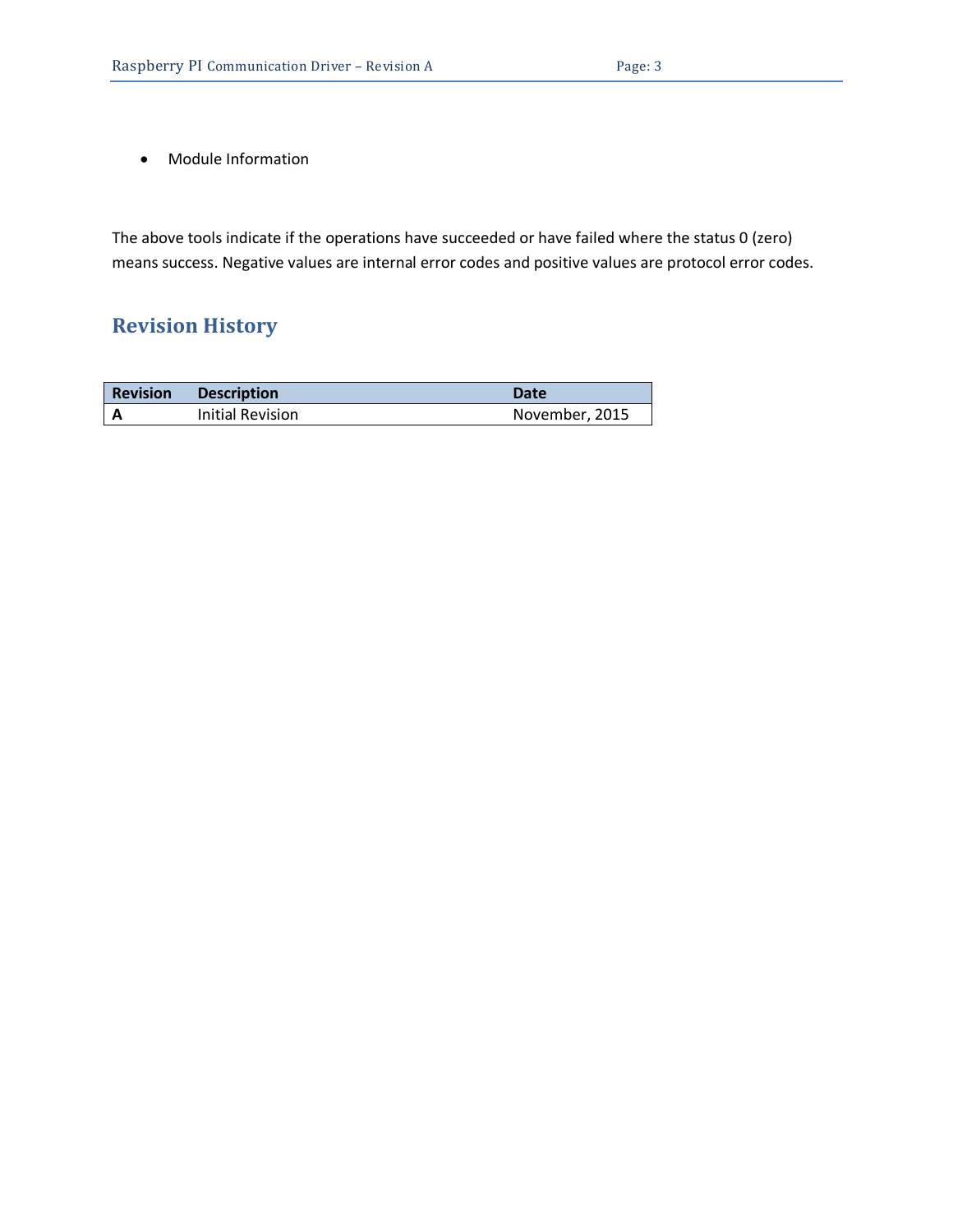- Module Information

The above tools indicate if the operations have succeeded or have failed where the status 0 (zero) means success. Negative values are internal error codes and positive values are protocol error codes.

## Revision History

| Revision | Description | Date |
|---|---|---|
| **A** | Initial Revision | November, 2015 |